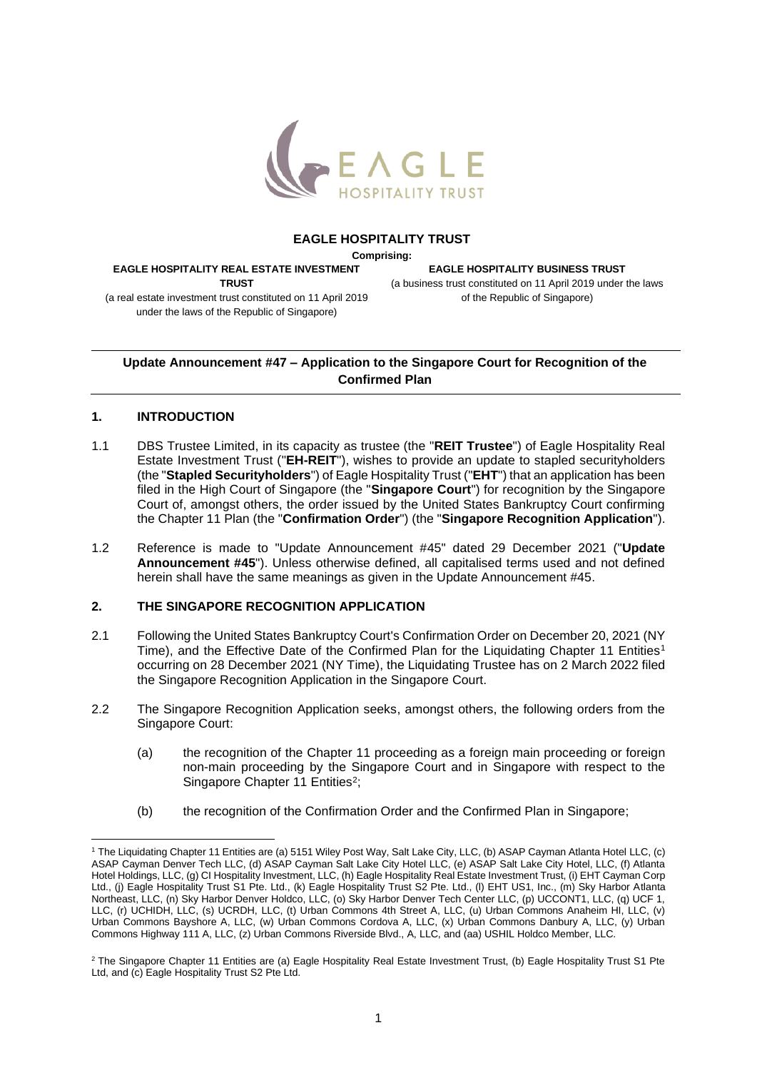# EAGLE HOSPITALITY TRUST

**Comprising:**

**EAGLE HOSPITALITY REAL ESTATE INVESTMENT TRUST**
(a real estate investment trust constituted on 11 April 2019 under the laws of the Republic of Singapore)

**EAGLE HOSPITALITY BUSINESS TRUST**
(a business trust constituted on 11 April 2019 under the laws of the Republic of Singapore)

## Update Announcement #47 – Application to the Singapore Court for Recognition of the Confirmed Plan

### 1. INTRODUCTION

1.1 DBS Trustee Limited, in its capacity as trustee (the "**REIT Trustee**") of Eagle Hospitality Real Estate Investment Trust ("**EH-REIT**"), wishes to provide an update to stapled securityholders (the "**Stapled Securityholders**") of Eagle Hospitality Trust ("**EHT**") that an application has been filed in the High Court of Singapore (the "**Singapore Court**") for recognition by the Singapore Court of, amongst others, the order issued by the United States Bankruptcy Court confirming the Chapter 11 Plan (the "**Confirmation Order**") (the "**Singapore Recognition Application**").

1.2 Reference is made to "Update Announcement #45" dated 29 December 2021 ("**Update Announcement #45**"). Unless otherwise defined, all capitalised terms used and not defined herein shall have the same meanings as given in the Update Announcement #45.

### 2. THE SINGAPORE RECOGNITION APPLICATION

2.1 Following the United States Bankruptcy Court's Confirmation Order on December 20, 2021 (NY Time), and the Effective Date of the Confirmed Plan for the Liquidating Chapter 11 Entities[1] occurring on 28 December 2021 (NY Time), the Liquidating Trustee has on 2 March 2022 filed the Singapore Recognition Application in the Singapore Court.

2.2 The Singapore Recognition Application seeks, amongst others, the following orders from the Singapore Court:

(a) the recognition of the Chapter 11 proceeding as a foreign main proceeding or foreign non-main proceeding by the Singapore Court and in Singapore with respect to the Singapore Chapter 11 Entities[2];

(b) the recognition of the Confirmation Order and the Confirmed Plan in Singapore;

---

[1] The Liquidating Chapter 11 Entities are (a) 5151 Wiley Post Way, Salt Lake City, LLC, (b) ASAP Cayman Atlanta Hotel LLC, (c) ASAP Cayman Denver Tech LLC, (d) ASAP Cayman Salt Lake City Hotel LLC, (e) ASAP Salt Lake City Hotel, LLC, (f) Atlanta Hotel Holdings, LLC, (g) CI Hospitality Investment, LLC, (h) Eagle Hospitality Real Estate Investment Trust, (i) EHT Cayman Corp Ltd., (j) Eagle Hospitality Trust S1 Pte. Ltd., (k) Eagle Hospitality Trust S2 Pte. Ltd., (l) EHT US1, Inc., (m) Sky Harbor Atlanta Northeast, LLC, (n) Sky Harbor Denver Holdco, LLC, (o) Sky Harbor Denver Tech Center LLC, (p) UCCONT1, LLC, (q) UCF 1, LLC, (r) UCHIDH, LLC, (s) UCRDH, LLC, (t) Urban Commons 4th Street A, LLC, (u) Urban Commons Anaheim HI, LLC, (v) Urban Commons Bayshore A, LLC, (w) Urban Commons Cordova A, LLC, (x) Urban Commons Danbury A, LLC, (y) Urban Commons Highway 111 A, LLC, (z) Urban Commons Riverside Blvd., A, LLC, and (aa) USHIL Holdco Member, LLC.

[2] The Singapore Chapter 11 Entities are (a) Eagle Hospitality Real Estate Investment Trust, (b) Eagle Hospitality Trust S1 Pte Ltd, and (c) Eagle Hospitality Trust S2 Pte Ltd.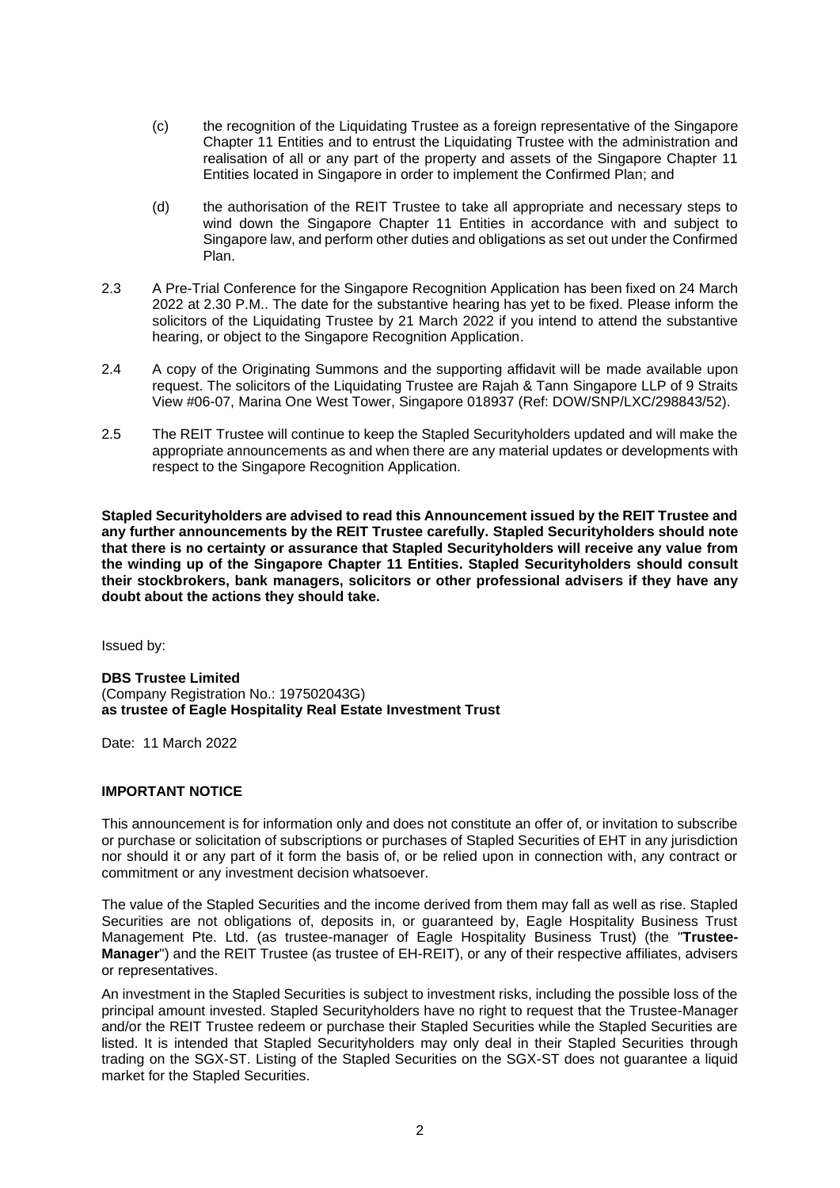(c) the recognition of the Liquidating Trustee as a foreign representative of the Singapore Chapter 11 Entities and to entrust the Liquidating Trustee with the administration and realisation of all or any part of the property and assets of the Singapore Chapter 11 Entities located in Singapore in order to implement the Confirmed Plan; and

(d) the authorisation of the REIT Trustee to take all appropriate and necessary steps to wind down the Singapore Chapter 11 Entities in accordance with and subject to Singapore law, and perform other duties and obligations as set out under the Confirmed Plan.

2.3 A Pre-Trial Conference for the Singapore Recognition Application has been fixed on 24 March 2022 at 2.30 P.M.. The date for the substantive hearing has yet to be fixed. Please inform the solicitors of the Liquidating Trustee by 21 March 2022 if you intend to attend the substantive hearing, or object to the Singapore Recognition Application.

2.4 A copy of the Originating Summons and the supporting affidavit will be made available upon request. The solicitors of the Liquidating Trustee are Rajah & Tann Singapore LLP of 9 Straits View #06-07, Marina One West Tower, Singapore 018937 (Ref: DOW/SNP/LXC/298843/52).

2.5 The REIT Trustee will continue to keep the Stapled Securityholders updated and will make the appropriate announcements as and when there are any material updates or developments with respect to the Singapore Recognition Application.

**Stapled Securityholders are advised to read this Announcement issued by the REIT Trustee and any further announcements by the REIT Trustee carefully. Stapled Securityholders should note that there is no certainty or assurance that Stapled Securityholders will receive any value from the winding up of the Singapore Chapter 11 Entities. Stapled Securityholders should consult their stockbrokers, bank managers, solicitors or other professional advisers if they have any doubt about the actions they should take.**

Issued by:

**DBS Trustee Limited**
(Company Registration No.: 197502043G)
**as trustee of Eagle Hospitality Real Estate Investment Trust**

Date: 11 March 2022

**IMPORTANT NOTICE**

This announcement is for information only and does not constitute an offer of, or invitation to subscribe or purchase or solicitation of subscriptions or purchases of Stapled Securities of EHT in any jurisdiction nor should it or any part of it form the basis of, or be relied upon in connection with, any contract or commitment or any investment decision whatsoever.

The value of the Stapled Securities and the income derived from them may fall as well as rise. Stapled Securities are not obligations of, deposits in, or guaranteed by, Eagle Hospitality Business Trust Management Pte. Ltd. (as trustee-manager of Eagle Hospitality Business Trust) (the "**Trustee-Manager**") and the REIT Trustee (as trustee of EH-REIT), or any of their respective affiliates, advisers or representatives.

An investment in the Stapled Securities is subject to investment risks, including the possible loss of the principal amount invested. Stapled Securityholders have no right to request that the Trustee-Manager and/or the REIT Trustee redeem or purchase their Stapled Securities while the Stapled Securities are listed. It is intended that Stapled Securityholders may only deal in their Stapled Securities through trading on the SGX-ST. Listing of the Stapled Securities on the SGX-ST does not guarantee a liquid market for the Stapled Securities.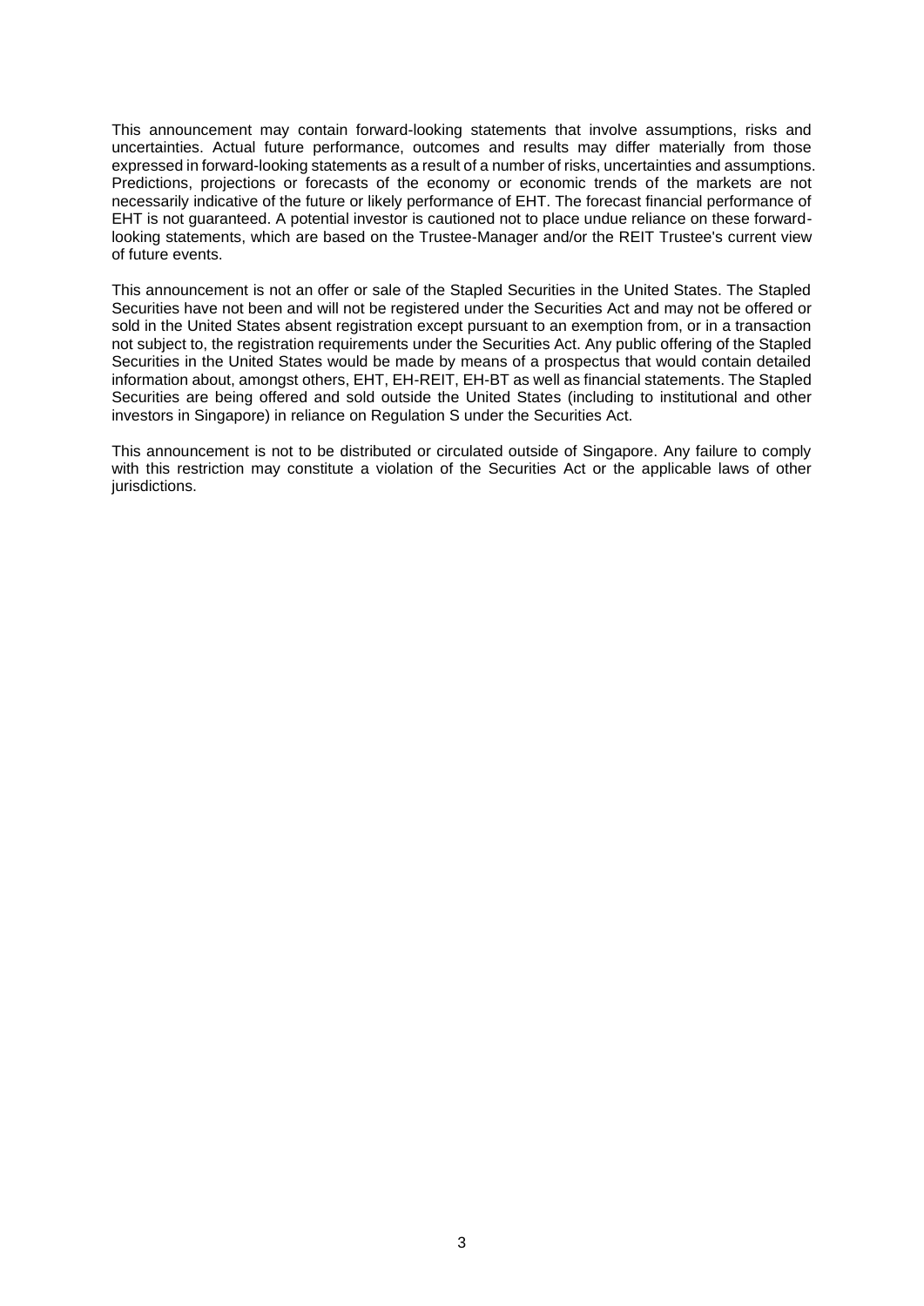This announcement may contain forward-looking statements that involve assumptions, risks and uncertainties. Actual future performance, outcomes and results may differ materially from those expressed in forward-looking statements as a result of a number of risks, uncertainties and assumptions. Predictions, projections or forecasts of the economy or economic trends of the markets are not necessarily indicative of the future or likely performance of EHT. The forecast financial performance of EHT is not guaranteed. A potential investor is cautioned not to place undue reliance on these forward-looking statements, which are based on the Trustee-Manager and/or the REIT Trustee's current view of future events.

This announcement is not an offer or sale of the Stapled Securities in the United States. The Stapled Securities have not been and will not be registered under the Securities Act and may not be offered or sold in the United States absent registration except pursuant to an exemption from, or in a transaction not subject to, the registration requirements under the Securities Act. Any public offering of the Stapled Securities in the United States would be made by means of a prospectus that would contain detailed information about, amongst others, EHT, EH-REIT, EH-BT as well as financial statements. The Stapled Securities are being offered and sold outside the United States (including to institutional and other investors in Singapore) in reliance on Regulation S under the Securities Act.

This announcement is not to be distributed or circulated outside of Singapore. Any failure to comply with this restriction may constitute a violation of the Securities Act or the applicable laws of other jurisdictions.